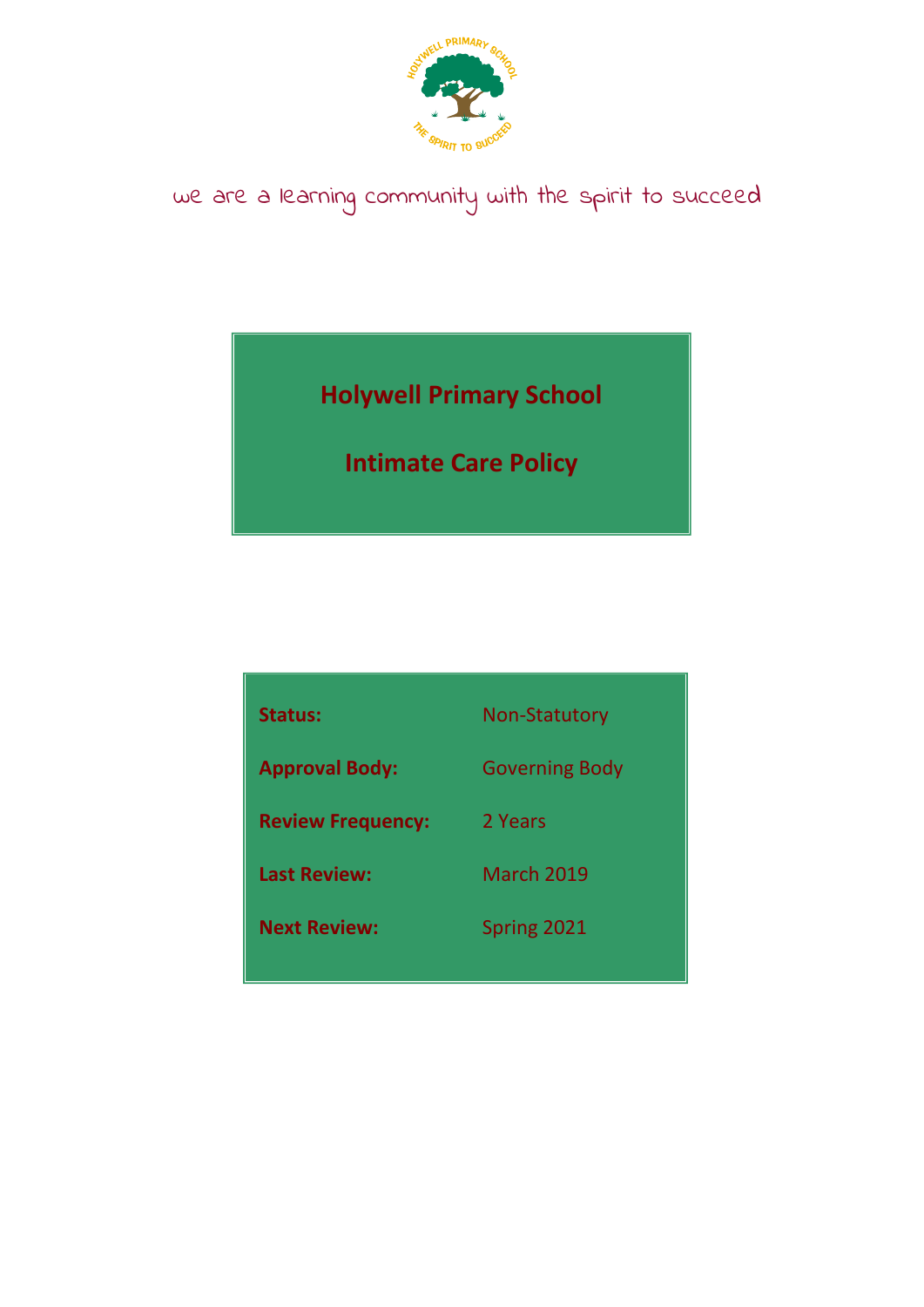we are a learning community with the spirit to succeed

# Holywell Primary School

# Intimate Care Policy

| | |
|---|---|
| **Status:** | Non-Statutory |
| **Approval Body:** | Governing Body |
| **Review Frequency:** | 2 Years |
| **Last Review:** | March 2019 |
| **Next Review:** | Spring 2021 |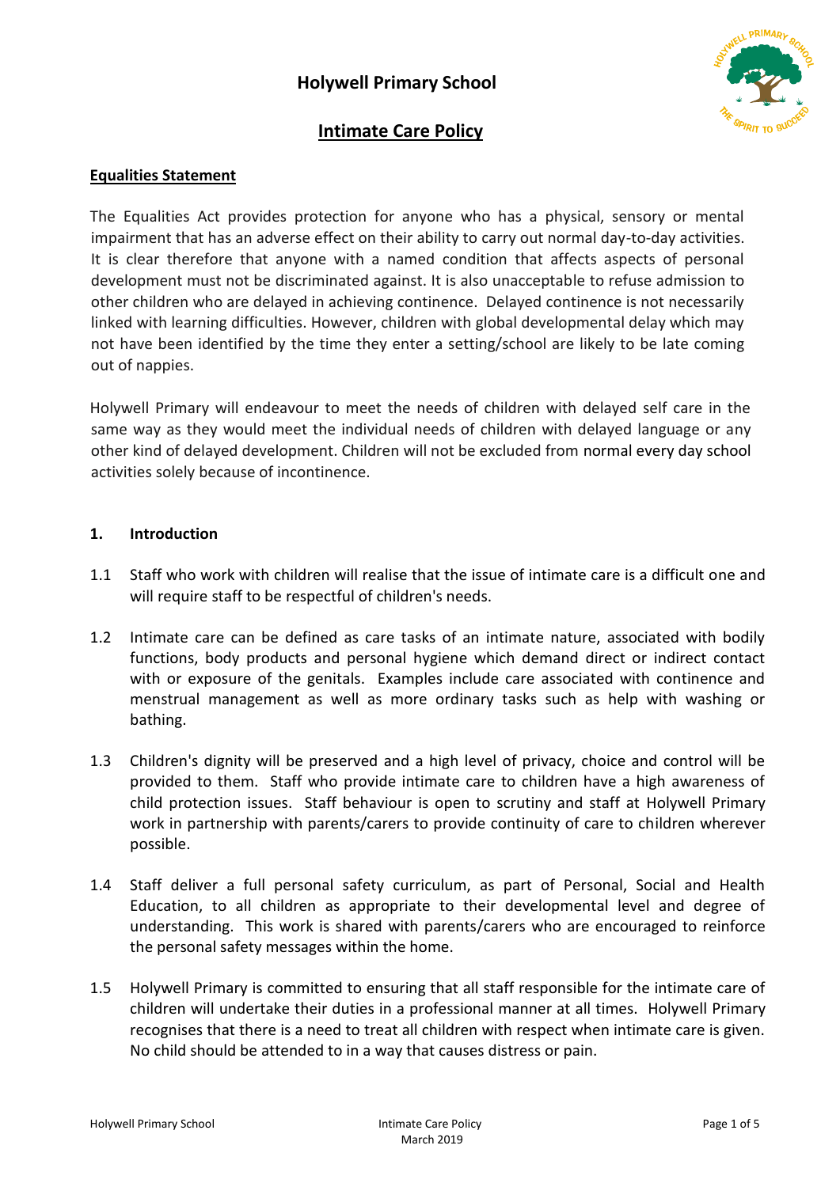# Holywell Primary School

## Intimate Care Policy

**Equalities Statement**

The Equalities Act provides protection for anyone who has a physical, sensory or mental impairment that has an adverse effect on their ability to carry out normal day-to-day activities. It is clear therefore that anyone with a named condition that affects aspects of personal development must not be discriminated against. It is also unacceptable to refuse admission to other children who are delayed in achieving continence. Delayed continence is not necessarily linked with learning difficulties. However, children with global developmental delay which may not have been identified by the time they enter a setting/school are likely to be late coming out of nappies.

Holywell Primary will endeavour to meet the needs of children with delayed self care in the same way as they would meet the individual needs of children with delayed language or any other kind of delayed development. Children will not be excluded from normal every day school activities solely because of incontinence.

**1. Introduction**

1.1 Staff who work with children will realise that the issue of intimate care is a difficult one and will require staff to be respectful of children's needs.

1.2 Intimate care can be defined as care tasks of an intimate nature, associated with bodily functions, body products and personal hygiene which demand direct or indirect contact with or exposure of the genitals. Examples include care associated with continence and menstrual management as well as more ordinary tasks such as help with washing or bathing.

1.3 Children's dignity will be preserved and a high level of privacy, choice and control will be provided to them. Staff who provide intimate care to children have a high awareness of child protection issues. Staff behaviour is open to scrutiny and staff at Holywell Primary work in partnership with parents/carers to provide continuity of care to children wherever possible.

1.4 Staff deliver a full personal safety curriculum, as part of Personal, Social and Health Education, to all children as appropriate to their developmental level and degree of understanding. This work is shared with parents/carers who are encouraged to reinforce the personal safety messages within the home.

1.5 Holywell Primary is committed to ensuring that all staff responsible for the intimate care of children will undertake their duties in a professional manner at all times. Holywell Primary recognises that there is a need to treat all children with respect when intimate care is given. No child should be attended to in a way that causes distress or pain.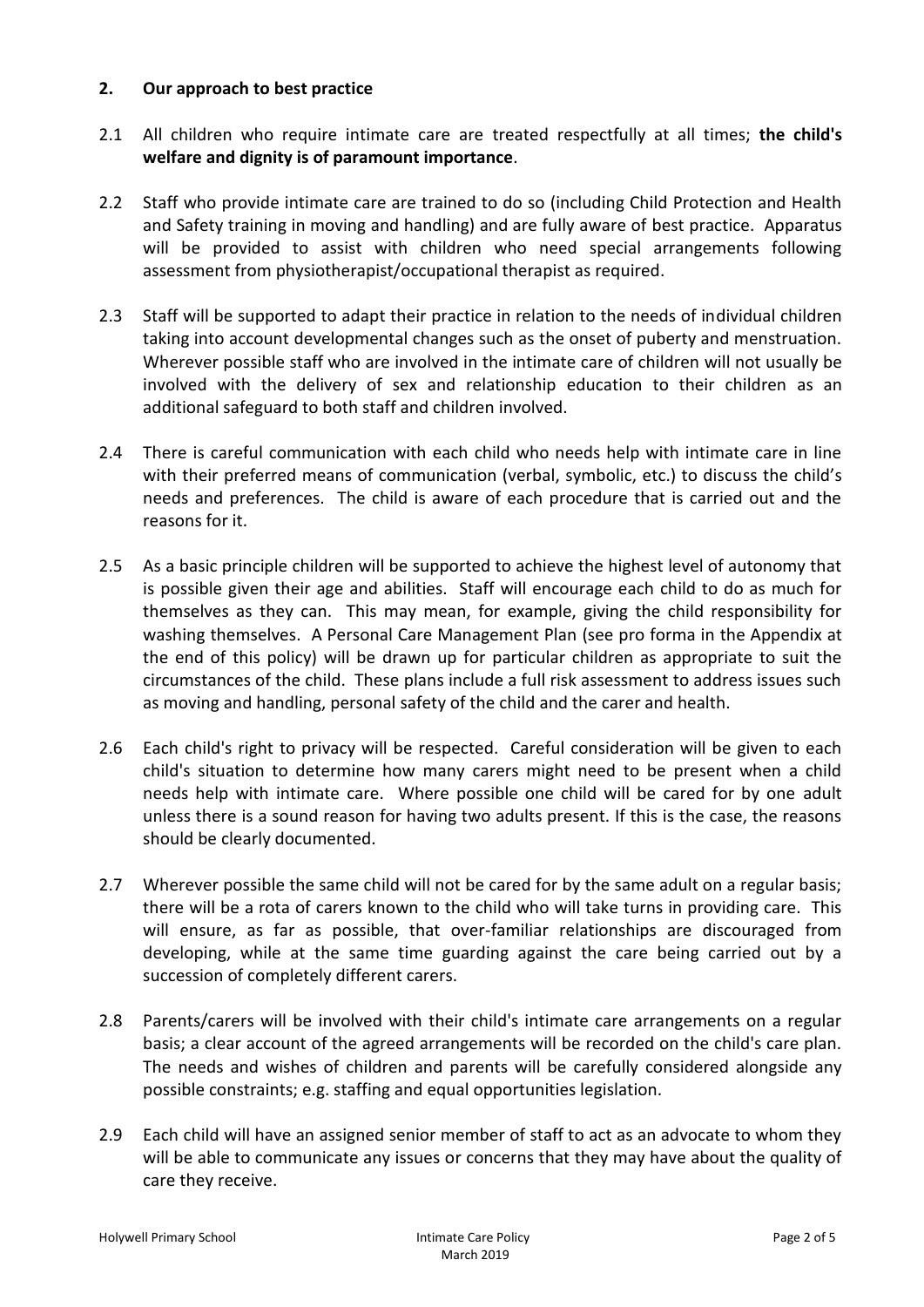## 2. Our approach to best practice

2.1 All children who require intimate care are treated respectfully at all times; **the child's welfare and dignity is of paramount importance**.

2.2 Staff who provide intimate care are trained to do so (including Child Protection and Health and Safety training in moving and handling) and are fully aware of best practice. Apparatus will be provided to assist with children who need special arrangements following assessment from physiotherapist/occupational therapist as required.

2.3 Staff will be supported to adapt their practice in relation to the needs of individual children taking into account developmental changes such as the onset of puberty and menstruation. Wherever possible staff who are involved in the intimate care of children will not usually be involved with the delivery of sex and relationship education to their children as an additional safeguard to both staff and children involved.

2.4 There is careful communication with each child who needs help with intimate care in line with their preferred means of communication (verbal, symbolic, etc.) to discuss the child's needs and preferences. The child is aware of each procedure that is carried out and the reasons for it.

2.5 As a basic principle children will be supported to achieve the highest level of autonomy that is possible given their age and abilities. Staff will encourage each child to do as much for themselves as they can. This may mean, for example, giving the child responsibility for washing themselves. A Personal Care Management Plan (see pro forma in the Appendix at the end of this policy) will be drawn up for particular children as appropriate to suit the circumstances of the child. These plans include a full risk assessment to address issues such as moving and handling, personal safety of the child and the carer and health.

2.6 Each child's right to privacy will be respected. Careful consideration will be given to each child's situation to determine how many carers might need to be present when a child needs help with intimate care. Where possible one child will be cared for by one adult unless there is a sound reason for having two adults present. If this is the case, the reasons should be clearly documented.

2.7 Wherever possible the same child will not be cared for by the same adult on a regular basis; there will be a rota of carers known to the child who will take turns in providing care. This will ensure, as far as possible, that over-familiar relationships are discouraged from developing, while at the same time guarding against the care being carried out by a succession of completely different carers.

2.8 Parents/carers will be involved with their child's intimate care arrangements on a regular basis; a clear account of the agreed arrangements will be recorded on the child's care plan. The needs and wishes of children and parents will be carefully considered alongside any possible constraints; e.g. staffing and equal opportunities legislation.

2.9 Each child will have an assigned senior member of staff to act as an advocate to whom they will be able to communicate any issues or concerns that they may have about the quality of care they receive.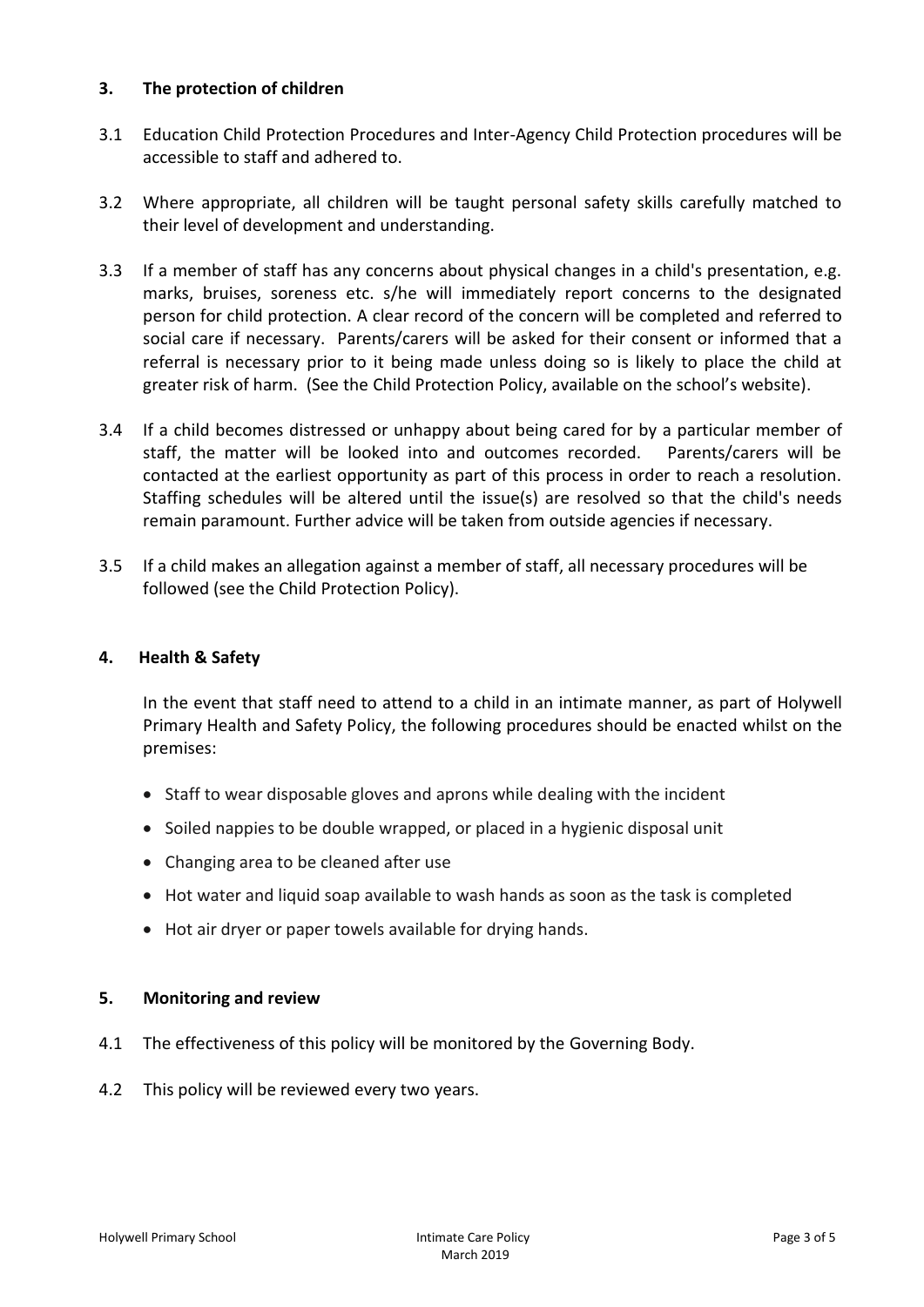## 3. The protection of children

3.1 Education Child Protection Procedures and Inter-Agency Child Protection procedures will be accessible to staff and adhered to.

3.2 Where appropriate, all children will be taught personal safety skills carefully matched to their level of development and understanding.

3.3 If a member of staff has any concerns about physical changes in a child's presentation, e.g. marks, bruises, soreness etc. s/he will immediately report concerns to the designated person for child protection. A clear record of the concern will be completed and referred to social care if necessary. Parents/carers will be asked for their consent or informed that a referral is necessary prior to it being made unless doing so is likely to place the child at greater risk of harm. (See the Child Protection Policy, available on the school's website).

3.4 If a child becomes distressed or unhappy about being cared for by a particular member of staff, the matter will be looked into and outcomes recorded. Parents/carers will be contacted at the earliest opportunity as part of this process in order to reach a resolution. Staffing schedules will be altered until the issue(s) are resolved so that the child's needs remain paramount. Further advice will be taken from outside agencies if necessary.

3.5 If a child makes an allegation against a member of staff, all necessary procedures will be followed (see the Child Protection Policy).

## 4. Health & Safety

In the event that staff need to attend to a child in an intimate manner, as part of Holywell Primary Health and Safety Policy, the following procedures should be enacted whilst on the premises:

- Staff to wear disposable gloves and aprons while dealing with the incident
- Soiled nappies to be double wrapped, or placed in a hygienic disposal unit
- Changing area to be cleaned after use
- Hot water and liquid soap available to wash hands as soon as the task is completed
- Hot air dryer or paper towels available for drying hands.

## 5. Monitoring and review

4.1 The effectiveness of this policy will be monitored by the Governing Body.

4.2 This policy will be reviewed every two years.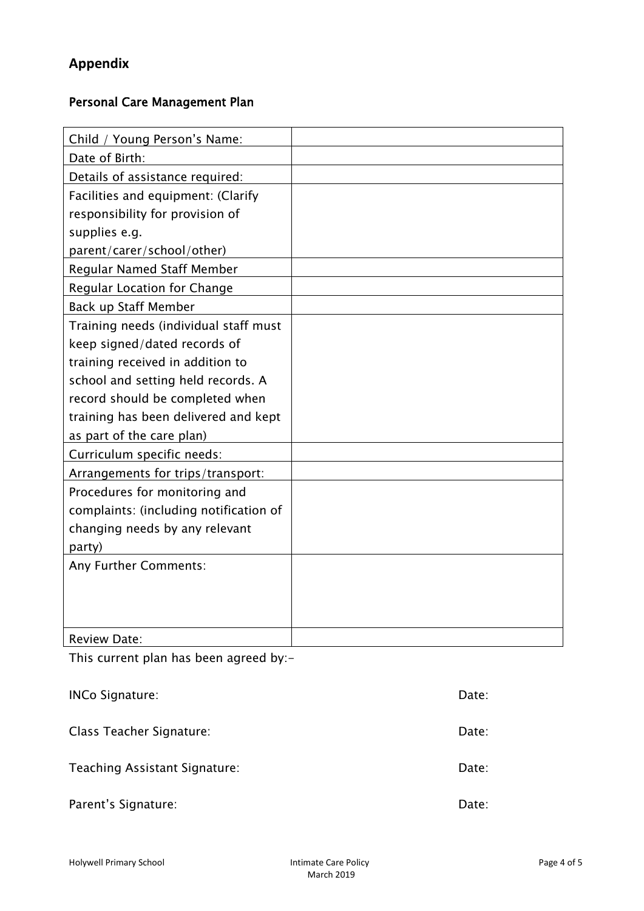## Appendix

### Personal Care Management Plan

| Child / Young Person's Name: | |
|---|---|
| Date of Birth: | |
| Details of assistance required: | |
| Facilities and equipment: (Clarify responsibility for provision of supplies e.g. parent/carer/school/other) | |
| Regular Named Staff Member | |
| Regular Location for Change | |
| Back up Staff Member | |
| Training needs (individual staff must keep signed/dated records of training received in addition to school and setting held records. A record should be completed when training has been delivered and kept as part of the care plan) | |
| Curriculum specific needs: | |
| Arrangements for trips/transport: | |
| Procedures for monitoring and complaints: (including notification of changing needs by any relevant party) | |
| Any Further Comments: | |
| Review Date: | |

This current plan has been agreed by:-

INCo Signature: Date:

Class Teacher Signature: Date:

Teaching Assistant Signature: Date:

Parent's Signature: Date: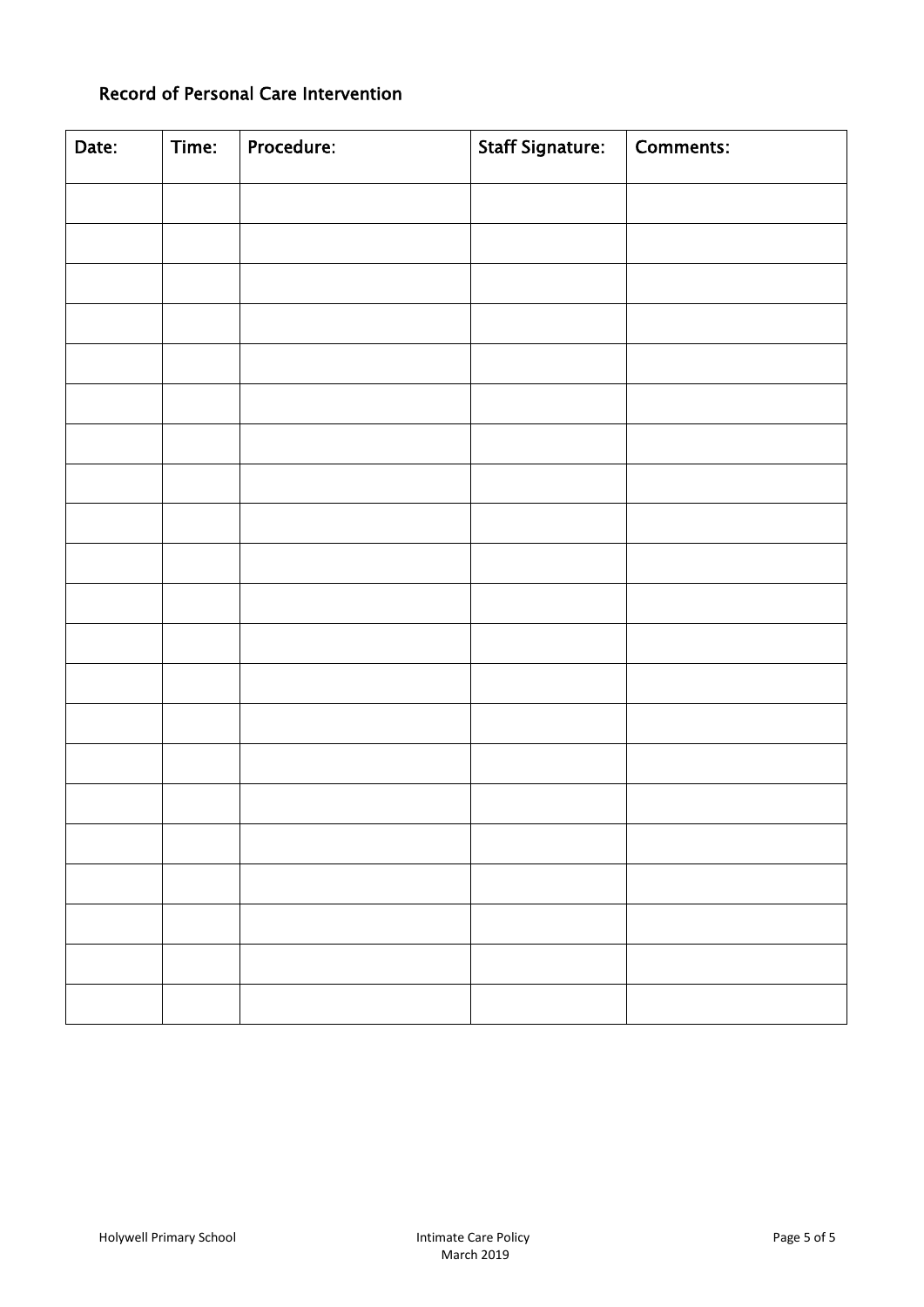## Record of Personal Care Intervention

| Date: | Time: | Procedure: | Staff Signature: | Comments: |
|---|---|---|---|---|
| | | | | |
| | | | | |
| | | | | |
| | | | | |
| | | | | |
| | | | | |
| | | | | |
| | | | | |
| | | | | |
| | | | | |
| | | | | |
| | | | | |
| | | | | |
| | | | | |
| | | | | |
| | | | | |
| | | | | |
| | | | | |
| | | | | |
| | | | | |
| | | | | |